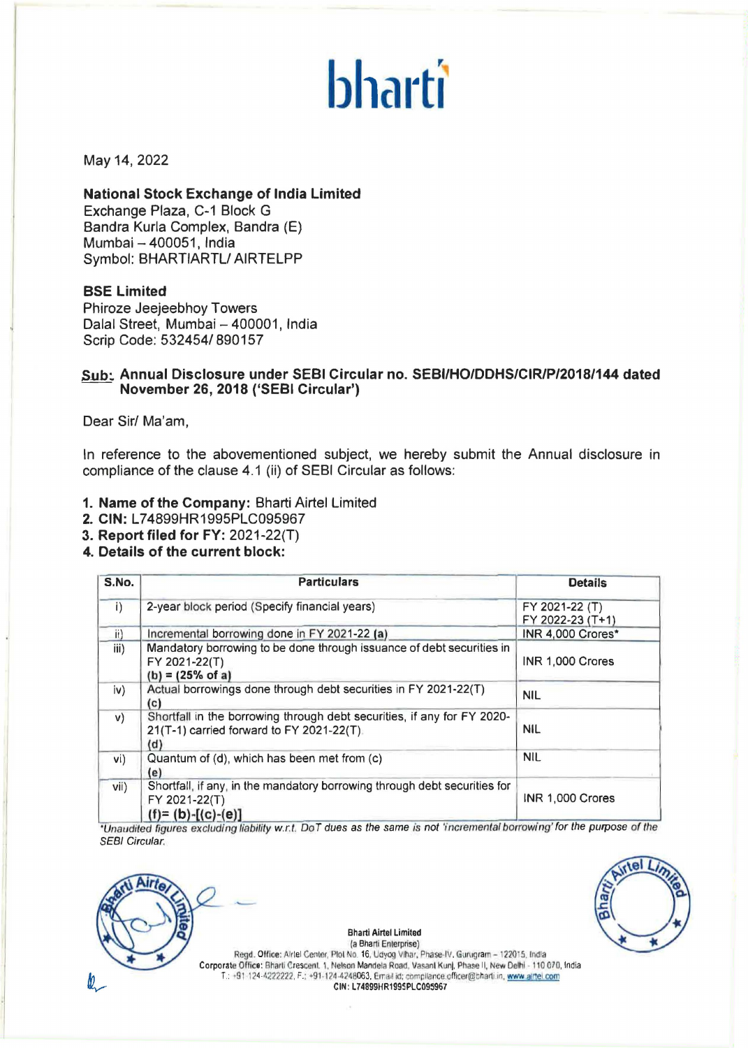# bharti

May 14, 2022

**National Stock Exchange of India Limited**
Exchange Plaza, C-1 Block G
Bandra Kurla Complex, Bandra (E)
Mumbai – 400051, India
Symbol: BHARTIARTL/ AIRTELPP

**BSE Limited**
Phiroze Jeejeebhoy Towers
Dalal Street, Mumbai – 400001, India
Scrip Code: 532454/ 890157

**Sub: Annual Disclosure under SEBI Circular no. SEBI/HO/DDHS/CIR/P/2018/144 dated November 26, 2018 ('SEBI Circular')**

Dear Sir/ Ma'am,

In reference to the abovementioned subject, we hereby submit the Annual disclosure in compliance of the clause 4.1 (ii) of SEBI Circular as follows:

1. **Name of the Company:** Bharti Airtel Limited
2. **CIN:** L74899HR1995PLC095967
3. **Report filed for FY:** 2021-22(T)
4. **Details of the current block:**

| S.No. | Particulars | Details |
|---|---|---|
| i) | 2-year block period (Specify financial years) | FY 2021-22 (T)<br>FY 2022-23 (T+1) |
| ii) | Incremental borrowing done in FY 2021-22 **(a)** | INR 4,000 Crores* |
| iii) | Mandatory borrowing to be done through issuance of debt securities in FY 2021-22(T)<br>**(b) = (25% of a)** | INR 1,000 Crores |
| iv) | Actual borrowings done through debt securities in FY 2021-22(T)<br>**(c)** | NIL |
| v) | Shortfall in the borrowing through debt securities, if any for FY 2020-21(T-1) carried forward to FY 2021-22(T)<br>**(d)** | NIL |
| vi) | Quantum of (d), which has been met from (c)<br>**(e)** | NIL |
| vii) | Shortfall, if any, in the mandatory borrowing through debt securities for FY 2021-22(T)<br>**(f)= (b)-[(c)-(e)]** | INR 1,000 Crores |

*\*Unaudited figures excluding liability w.r.t. DoT dues as the same is not 'incremental borrowing' for the purpose of the SEBI Circular.*

**Bharti Airtel Limited**
(a Bharti Enterprise)
Regd. Office: Airtel Center, Plot No. 16, Udyog Vihar, Phase-IV, Gurugram – 122015, India
Corporate Office: Bharti Crescent, 1, Nelson Mandela Road, Vasant Kunj, Phase II, New Delhi - 110 070, India
T.: +91-124-4222222, F.: +91-124-4248063, Email id: compliance.officer@bharti.in, www.airtel.com
CIN: L74899HR1995PLC095967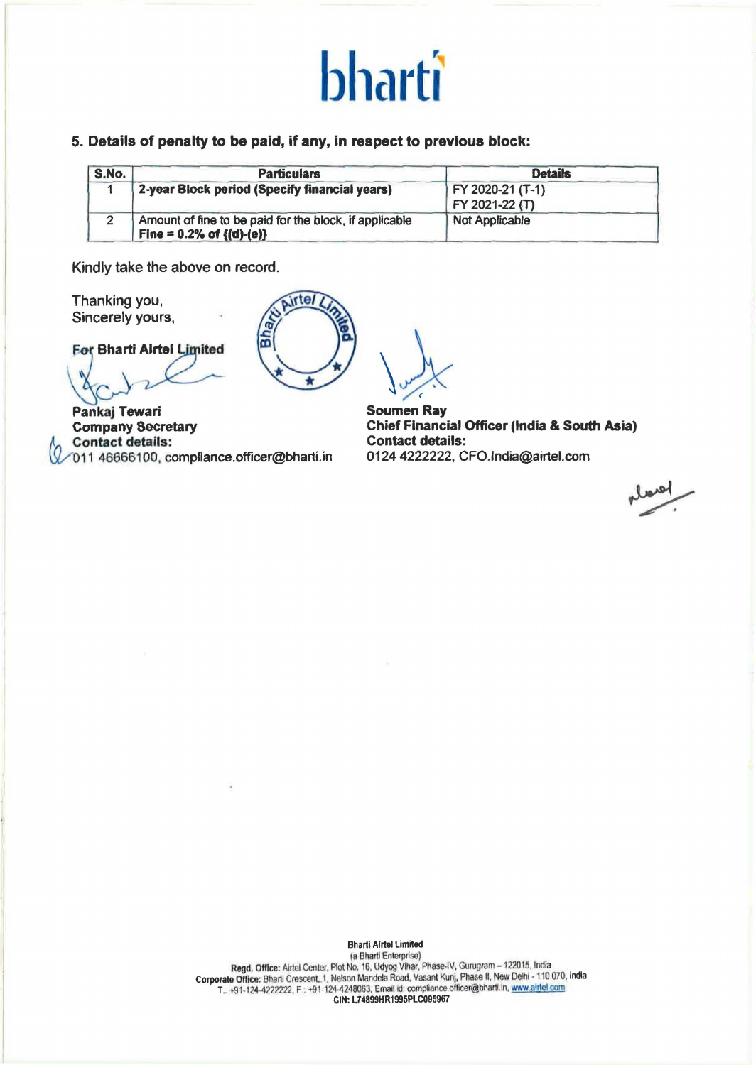## 5. Details of penalty to be paid, if any, in respect to previous block:

| S.No. | Particulars | Details |
|---|---|---|
| 1 | **2-year Block period (Specify financial years)** | FY 2020-21 (T-1)<br>FY 2021-22 (T) |
| 2 | Amount of fine to be paid for the block, if applicable<br>**Fine = 0.2% of {(d)-(e)}** | Not Applicable |

Kindly take the above on record.

Thanking you,
Sincerely yours,

**For Bharti Airtel Limited**

**Pankaj Tewari**
**Company Secretary**
**Contact details:**
011 46666100, compliance.officer@bharti.in

**Soumen Ray**
**Chief Financial Officer (India & South Asia)**
**Contact details:**
0124 4222222, CFO.India@airtel.com

**Bharti Airtel Limited**
(a Bharti Enterprise)
**Regd. Office:** Airtel Center, Plot No. 16, Udyog Vihar, Phase-IV, Gurugram – 122015, India
**Corporate Office:** Bharti Crescent, 1, Nelson Mandela Road, Vasant Kunj, Phase II, New Delhi - 110 070, India
T.: +91-124-4222222, F.: +91-124-4248063, Email id: compliance.officer@bharti.in, www.airtel.com
**CIN: L74899HR1995PLC095967**